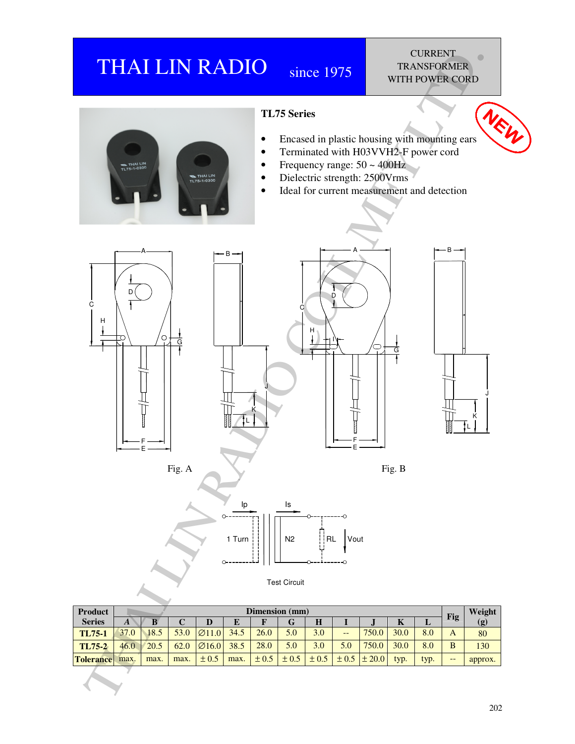# THAI LIN RADIO since 1975

CURRENT TRANSFORMER WITH POWER CORD

## TL75 Series

NEW

- Encased in plastic housing with mounting ears
- Terminated with H03VVH2-F power cord
- Frequency range: 50 ~ 400Hz
- Dielectric strength: 2500Vrms
- Ideal for current measurement and detection

Fig. A

Fig. B

Test Circuit

| Product Series | Dimension (mm) | | | | | | | | | | | | Fig | Weight (g) |
|---|---|---|---|---|---|---|---|---|---|---|---|---|---|---|
| | A | B | C | D | E | F | G | H | I | J | K | L | | |
| TL75-1 | 37.0 | 18.5 | 53.0 | ∅11.0 | 34.5 | 26.0 | 5.0 | 3.0 | -- | 750.0 | 30.0 | 8.0 | A | 80 |
| TL75-2 | 46.0 | 20.5 | 62.0 | ∅16.0 | 38.5 | 28.0 | 5.0 | 3.0 | 5.0 | 750.0 | 30.0 | 8.0 | B | 130 |
| Tolerance | max. | max. | max. | ± 0.5 | max. | ± 0.5 | ± 0.5 | ± 0.5 | ± 0.5 | ± 20.0 | typ. | typ. | -- | approx. |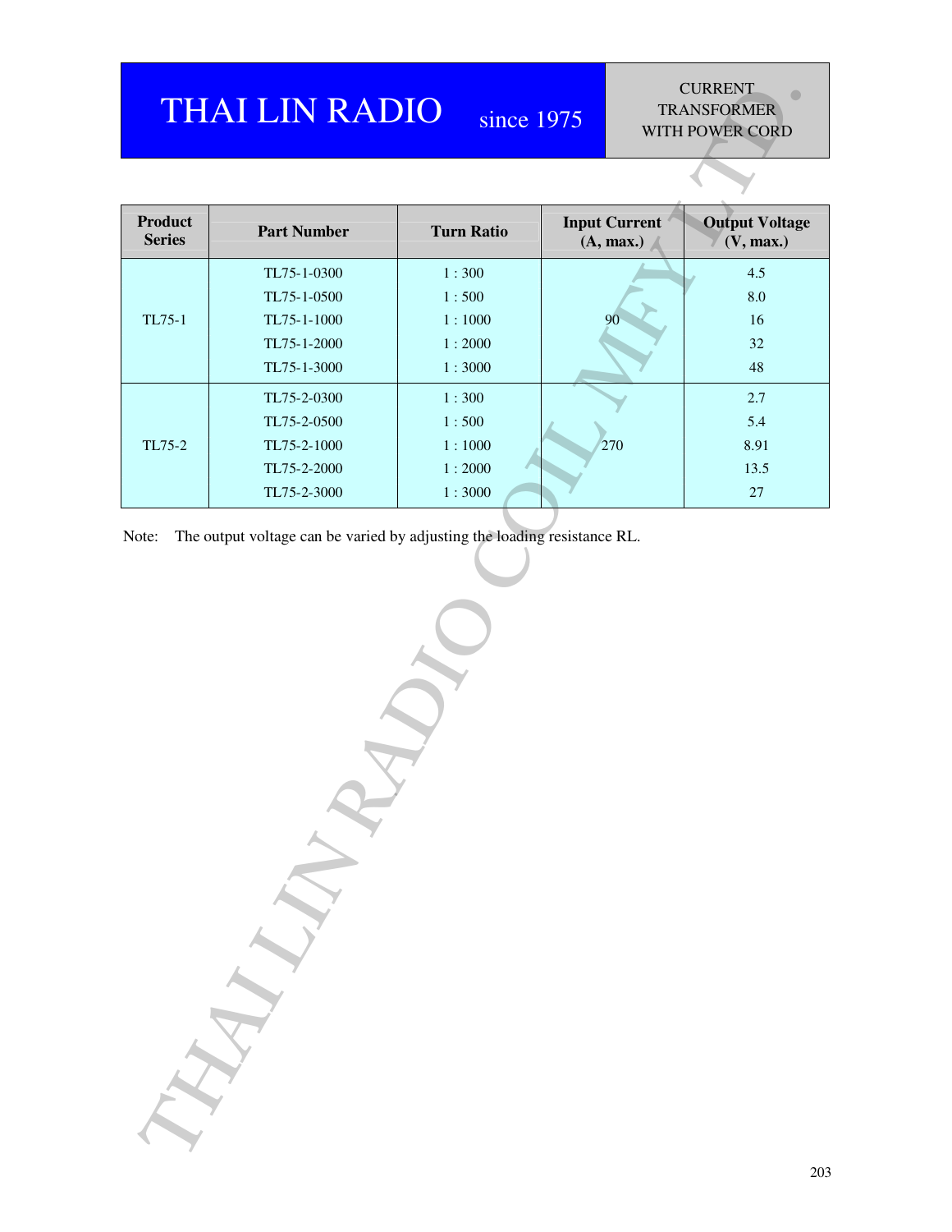| Product Series | Part Number | Turn Ratio | Input Current (A, max.) | Output Voltage (V, max.) |
|---|---|---|---|---|
| TL75-1 | TL75-1-0300 | 1 : 300 | 90 | 4.5 |
| | TL75-1-0500 | 1 : 500 | | 8.0 |
| | TL75-1-1000 | 1 : 1000 | | 16 |
| | TL75-1-2000 | 1 : 2000 | | 32 |
| | TL75-1-3000 | 1 : 3000 | | 48 |
| TL75-2 | TL75-2-0300 | 1 : 300 | 270 | 2.7 |
| | TL75-2-0500 | 1 : 500 | | 5.4 |
| | TL75-2-1000 | 1 : 1000 | | 8.91 |
| | TL75-2-2000 | 1 : 2000 | | 13.5 |
| | TL75-2-3000 | 1 : 3000 | | 27 |

Note: The output voltage can be varied by adjusting the loading resistance RL.